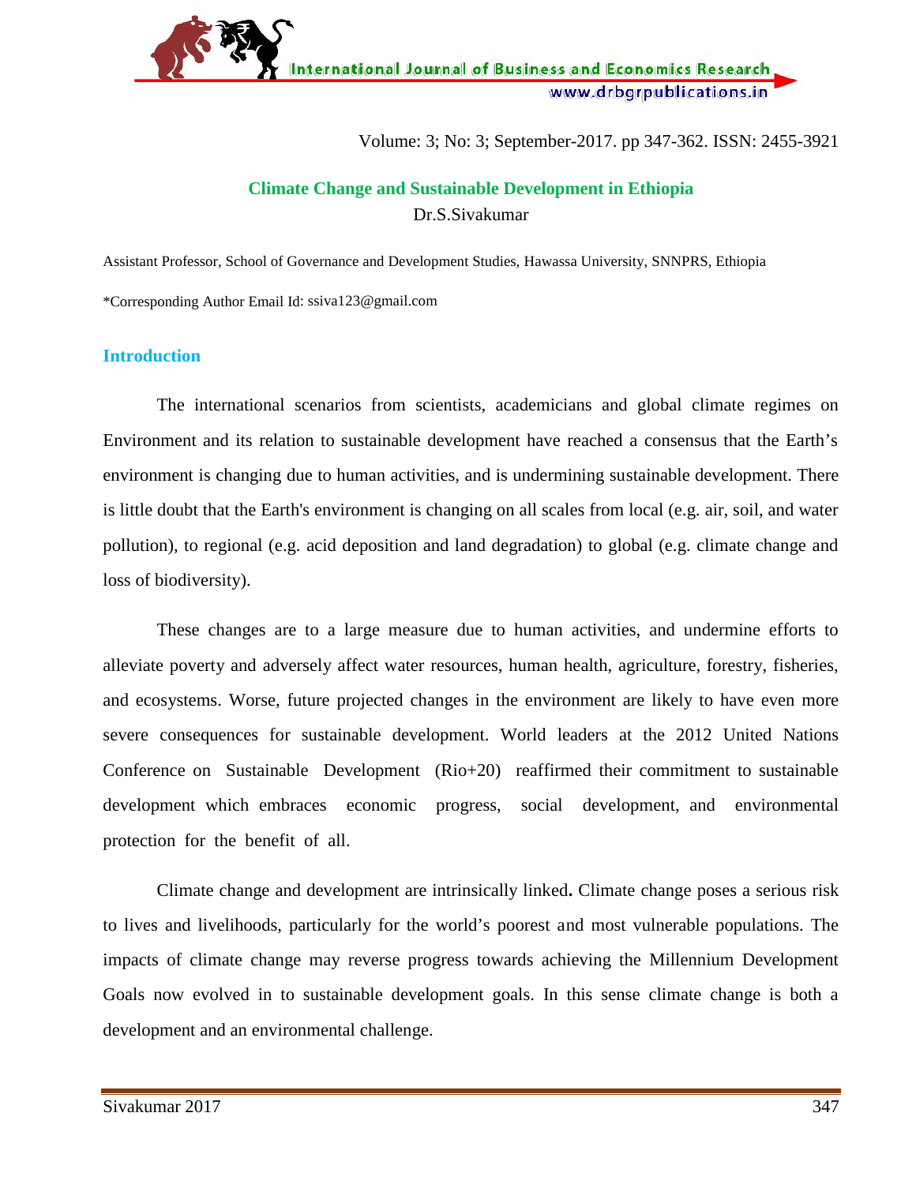# Climate Change and Sustainable Development in Ethiopia

Dr.S.Sivakumar

Assistant Professor, School of Governance and Development Studies, Hawassa University, SNNPRS, Ethiopia

*Corresponding Author Email Id: ssiva123@gmail.com

## Introduction

The international scenarios from scientists, academicians and global climate regimes on Environment and its relation to sustainable development have reached a consensus that the Earth's environment is changing due to human activities, and is undermining sustainable development. There is little doubt that the Earth's environment is changing on all scales from local (e.g. air, soil, and water pollution), to regional (e.g. acid deposition and land degradation) to global (e.g. climate change and loss of biodiversity).

These changes are to a large measure due to human activities, and undermine efforts to alleviate poverty and adversely affect water resources, human health, agriculture, forestry, fisheries, and ecosystems. Worse, future projected changes in the environment are likely to have even more severe consequences for sustainable development. World leaders at the 2012 United Nations Conference on Sustainable Development (Rio+20) reaffirmed their commitment to sustainable development which embraces economic progress, social development, and environmental protection for the benefit of all.

Climate change and development are intrinsically linked**.** Climate change poses a serious risk to lives and livelihoods, particularly for the world's poorest and most vulnerable populations. The impacts of climate change may reverse progress towards achieving the Millennium Development Goals now evolved in to sustainable development goals. In this sense climate change is both a development and an environmental challenge.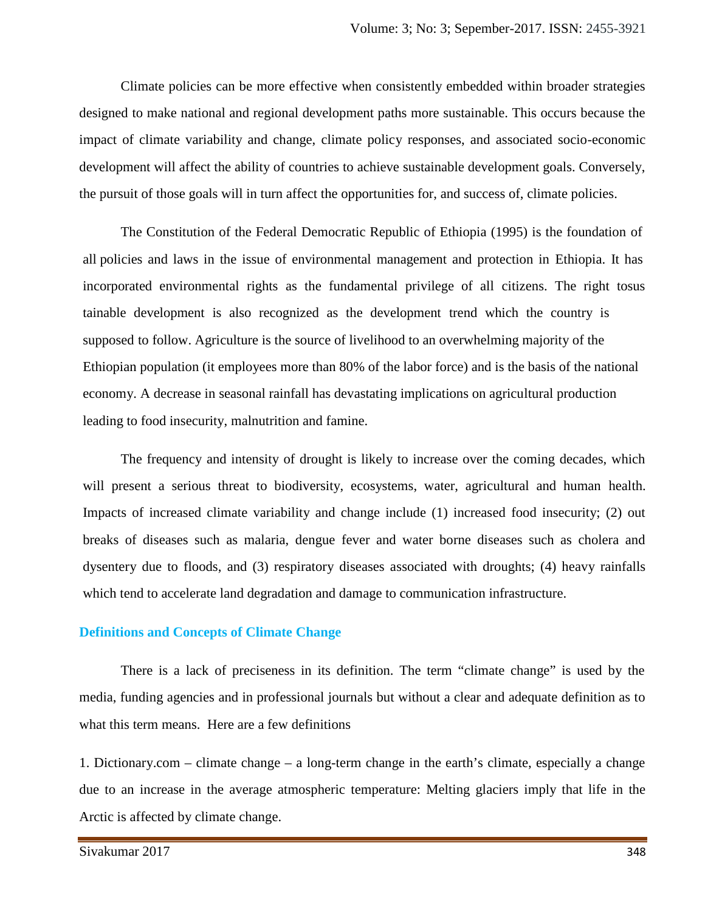Climate policies can be more effective when consistently embedded within broader strategies designed to make national and regional development paths more sustainable. This occurs because the impact of climate variability and change, climate policy responses, and associated socio-economic development will affect the ability of countries to achieve sustainable development goals. Conversely, the pursuit of those goals will in turn affect the opportunities for, and success of, climate policies.

The Constitution of the Federal Democratic Republic of Ethiopia (1995) is the foundation of all policies and laws in the issue of environmental management and protection in Ethiopia. It has incorporated environmental rights as the fundamental privilege of all citizens. The right tosus tainable development is also recognized as the development trend which the country is supposed to follow. Agriculture is the source of livelihood to an overwhelming majority of the Ethiopian population (it employees more than 80% of the labor force) and is the basis of the national economy. A decrease in seasonal rainfall has devastating implications on agricultural production leading to food insecurity, malnutrition and famine.

The frequency and intensity of drought is likely to increase over the coming decades, which will present a serious threat to biodiversity, ecosystems, water, agricultural and human health. Impacts of increased climate variability and change include (1) increased food insecurity; (2) out breaks of diseases such as malaria, dengue fever and water borne diseases such as cholera and dysentery due to floods, and (3) respiratory diseases associated with droughts; (4) heavy rainfalls which tend to accelerate land degradation and damage to communication infrastructure.

## Definitions and Concepts of Climate Change

There is a lack of preciseness in its definition. The term "climate change" is used by the media, funding agencies and in professional journals but without a clear and adequate definition as to what this term means. Here are a few definitions

1. Dictionary.com – climate change – a long-term change in the earth's climate, especially a change due to an increase in the average atmospheric temperature: Melting glaciers imply that life in the Arctic is affected by climate change.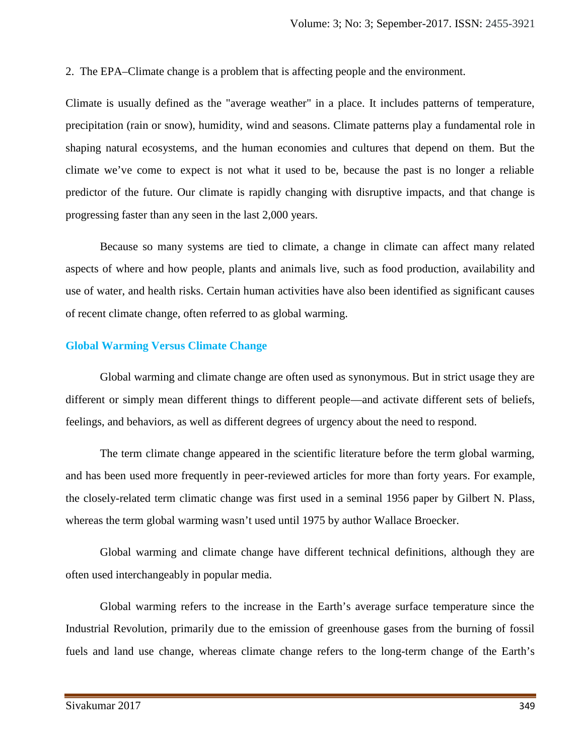2. The EPA–Climate change is a problem that is affecting people and the environment.

Climate is usually defined as the "average weather" in a place. It includes patterns of temperature, precipitation (rain or snow), humidity, wind and seasons. Climate patterns play a fundamental role in shaping natural ecosystems, and the human economies and cultures that depend on them. But the climate we've come to expect is not what it used to be, because the past is no longer a reliable predictor of the future. Our climate is rapidly changing with disruptive impacts, and that change is progressing faster than any seen in the last 2,000 years.

Because so many systems are tied to climate, a change in climate can affect many related aspects of where and how people, plants and animals live, such as food production, availability and use of water, and health risks. Certain human activities have also been identified as significant causes of recent climate change, often referred to as global warming.

## Global Warming Versus Climate Change

Global warming and climate change are often used as synonymous. But in strict usage they are different or simply mean different things to different people—and activate different sets of beliefs, feelings, and behaviors, as well as different degrees of urgency about the need to respond.

The term climate change appeared in the scientific literature before the term global warming, and has been used more frequently in peer-reviewed articles for more than forty years. For example, the closely-related term climatic change was first used in a seminal 1956 paper by Gilbert N. Plass, whereas the term global warming wasn't used until 1975 by author Wallace Broecker.

Global warming and climate change have different technical definitions, although they are often used interchangeably in popular media.

Global warming refers to the increase in the Earth's average surface temperature since the Industrial Revolution, primarily due to the emission of greenhouse gases from the burning of fossil fuels and land use change, whereas climate change refers to the long-term change of the Earth's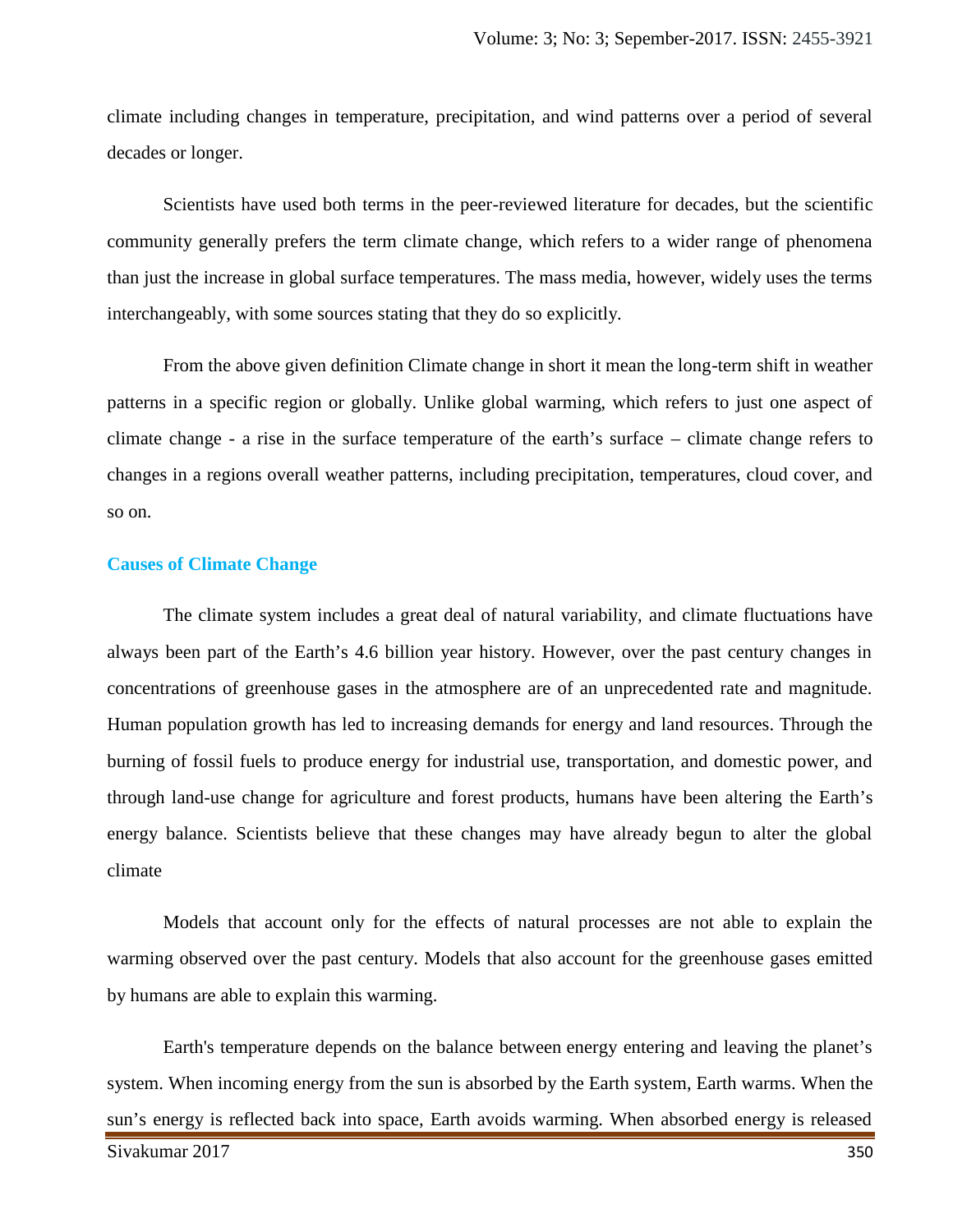climate including changes in temperature, precipitation, and wind patterns over a period of several decades or longer.

Scientists have used both terms in the peer-reviewed literature for decades, but the scientific community generally prefers the term climate change, which refers to a wider range of phenomena than just the increase in global surface temperatures. The mass media, however, widely uses the terms interchangeably, with some sources stating that they do so explicitly.

From the above given definition Climate change in short it mean the long-term shift in weather patterns in a specific region or globally. Unlike global warming, which refers to just one aspect of climate change - a rise in the surface temperature of the earth's surface – climate change refers to changes in a regions overall weather patterns, including precipitation, temperatures, cloud cover, and so on.

## Causes of Climate Change

The climate system includes a great deal of natural variability, and climate fluctuations have always been part of the Earth's 4.6 billion year history. However, over the past century changes in concentrations of greenhouse gases in the atmosphere are of an unprecedented rate and magnitude. Human population growth has led to increasing demands for energy and land resources. Through the burning of fossil fuels to produce energy for industrial use, transportation, and domestic power, and through land-use change for agriculture and forest products, humans have been altering the Earth's energy balance. Scientists believe that these changes may have already begun to alter the global climate

Models that account only for the effects of natural processes are not able to explain the warming observed over the past century. Models that also account for the greenhouse gases emitted by humans are able to explain this warming.

Earth's temperature depends on the balance between energy entering and leaving the planet's system. When incoming energy from the sun is absorbed by the Earth system, Earth warms. When the sun's energy is reflected back into space, Earth avoids warming. When absorbed energy is released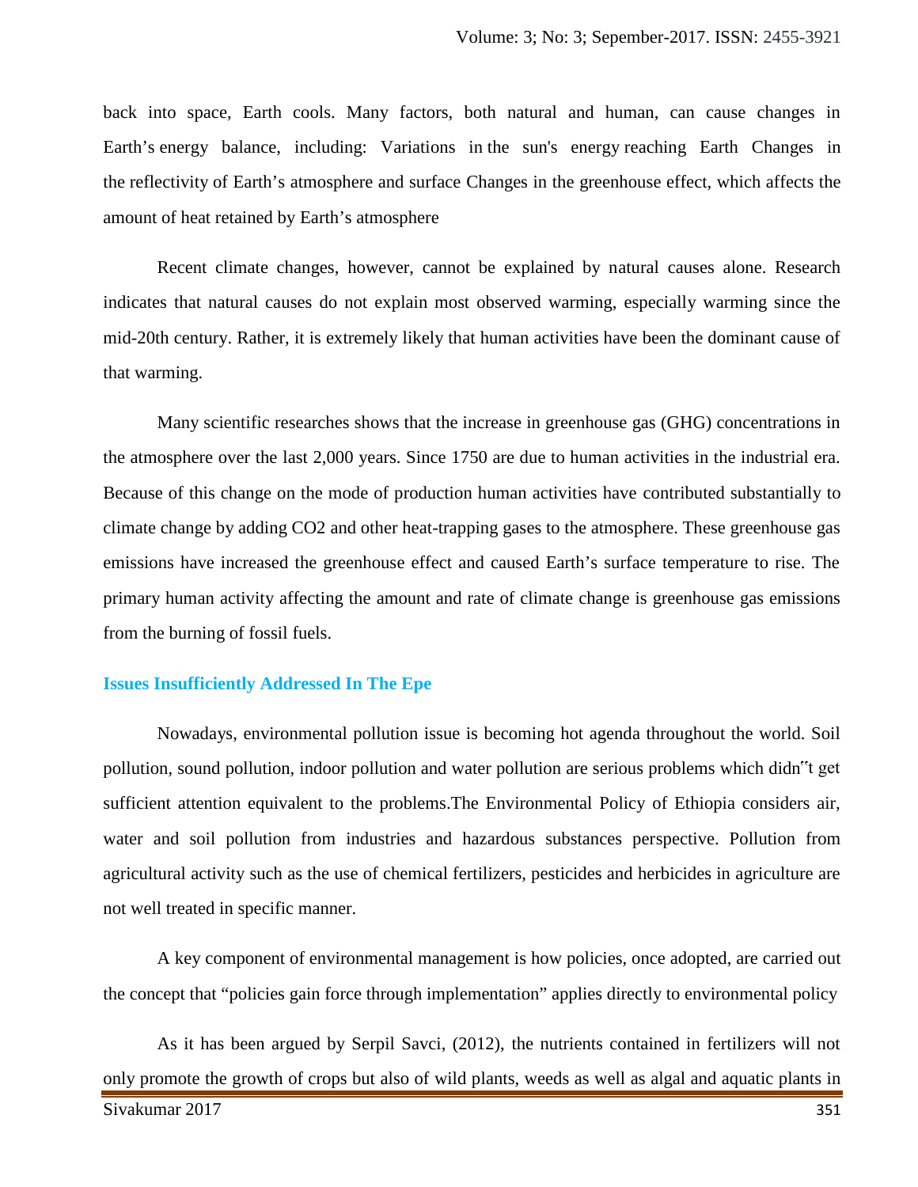back into space, Earth cools. Many factors, both natural and human, can cause changes in Earth's energy balance, including: Variations in the sun's energy reaching Earth Changes in the reflectivity of Earth's atmosphere and surface Changes in the greenhouse effect, which affects the amount of heat retained by Earth's atmosphere

Recent climate changes, however, cannot be explained by natural causes alone. Research indicates that natural causes do not explain most observed warming, especially warming since the mid-20th century. Rather, it is extremely likely that human activities have been the dominant cause of that warming.

Many scientific researches shows that the increase in greenhouse gas (GHG) concentrations in the atmosphere over the last 2,000 years. Since 1750 are due to human activities in the industrial era. Because of this change on the mode of production human activities have contributed substantially to climate change by adding $CO_2$ and other heat-trapping gases to the atmosphere. These greenhouse gas emissions have increased the greenhouse effect and caused Earth's surface temperature to rise. The primary human activity affecting the amount and rate of climate change is greenhouse gas emissions from the burning of fossil fuels.

## Issues Insufficiently Addressed In The Epe

Nowadays, environmental pollution issue is becoming hot agenda throughout the world. Soil pollution, sound pollution, indoor pollution and water pollution are serious problems which didn"t get sufficient attention equivalent to the problems.The Environmental Policy of Ethiopia considers air, water and soil pollution from industries and hazardous substances perspective. Pollution from agricultural activity such as the use of chemical fertilizers, pesticides and herbicides in agriculture are not well treated in specific manner.

A key component of environmental management is how policies, once adopted, are carried out the concept that "policies gain force through implementation" applies directly to environmental policy

As it has been argued by Serpil Savci, (2012), the nutrients contained in fertilizers will not only promote the growth of crops but also of wild plants, weeds as well as algal and aquatic plants in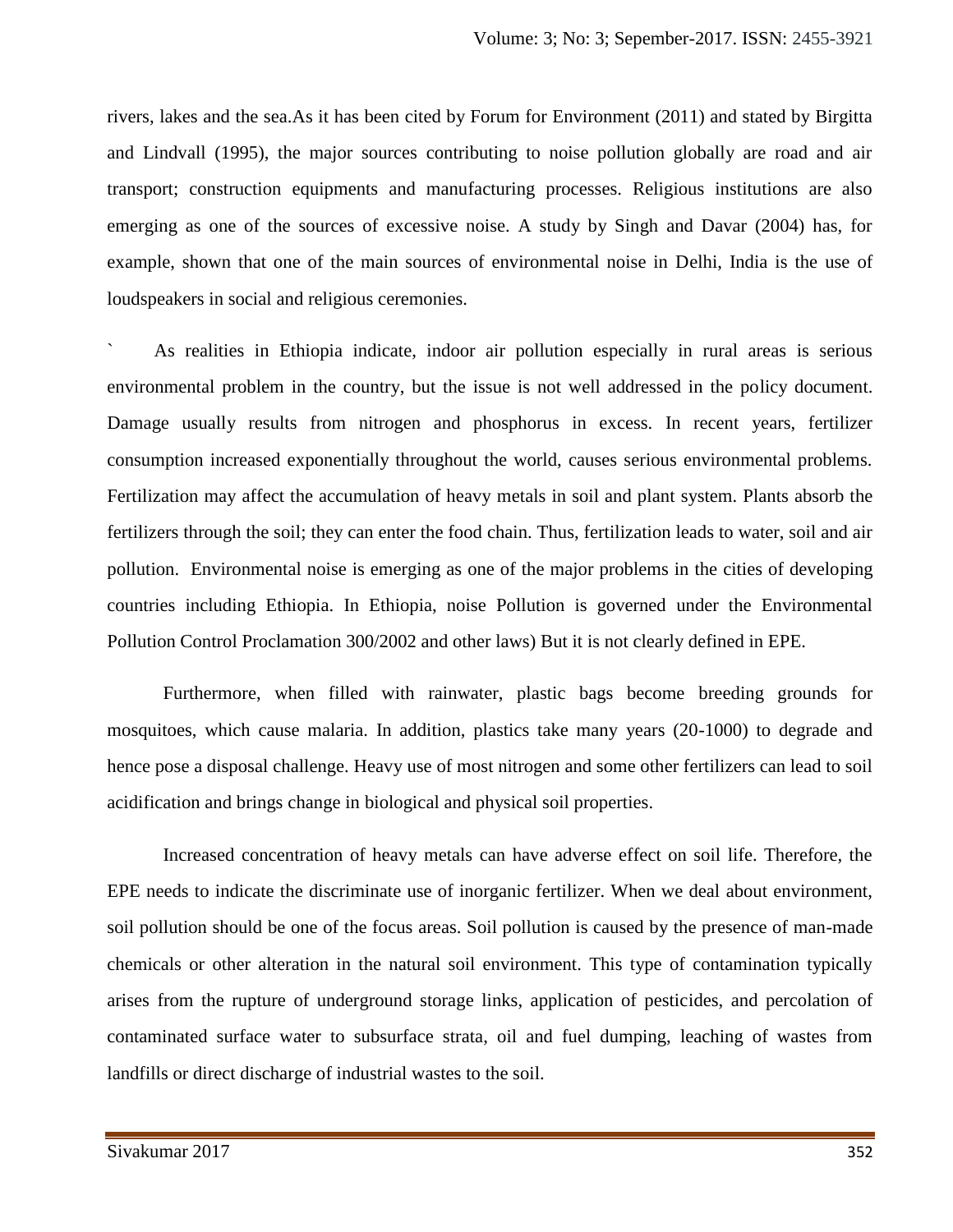rivers, lakes and the sea.As it has been cited by Forum for Environment (2011) and stated by Birgitta and Lindvall (1995), the major sources contributing to noise pollution globally are road and air transport; construction equipments and manufacturing processes. Religious institutions are also emerging as one of the sources of excessive noise. A study by Singh and Davar (2004) has, for example, shown that one of the main sources of environmental noise in Delhi, India is the use of loudspeakers in social and religious ceremonies.

` As realities in Ethiopia indicate, indoor air pollution especially in rural areas is serious environmental problem in the country, but the issue is not well addressed in the policy document. Damage usually results from nitrogen and phosphorus in excess. In recent years, fertilizer consumption increased exponentially throughout the world, causes serious environmental problems. Fertilization may affect the accumulation of heavy metals in soil and plant system. Plants absorb the fertilizers through the soil; they can enter the food chain. Thus, fertilization leads to water, soil and air pollution. Environmental noise is emerging as one of the major problems in the cities of developing countries including Ethiopia. In Ethiopia, noise Pollution is governed under the Environmental Pollution Control Proclamation 300/2002 and other laws) But it is not clearly defined in EPE.

Furthermore, when filled with rainwater, plastic bags become breeding grounds for mosquitoes, which cause malaria. In addition, plastics take many years (20-1000) to degrade and hence pose a disposal challenge. Heavy use of most nitrogen and some other fertilizers can lead to soil acidification and brings change in biological and physical soil properties.

Increased concentration of heavy metals can have adverse effect on soil life. Therefore, the EPE needs to indicate the discriminate use of inorganic fertilizer. When we deal about environment, soil pollution should be one of the focus areas. Soil pollution is caused by the presence of man-made chemicals or other alteration in the natural soil environment. This type of contamination typically arises from the rupture of underground storage links, application of pesticides, and percolation of contaminated surface water to subsurface strata, oil and fuel dumping, leaching of wastes from landfills or direct discharge of industrial wastes to the soil.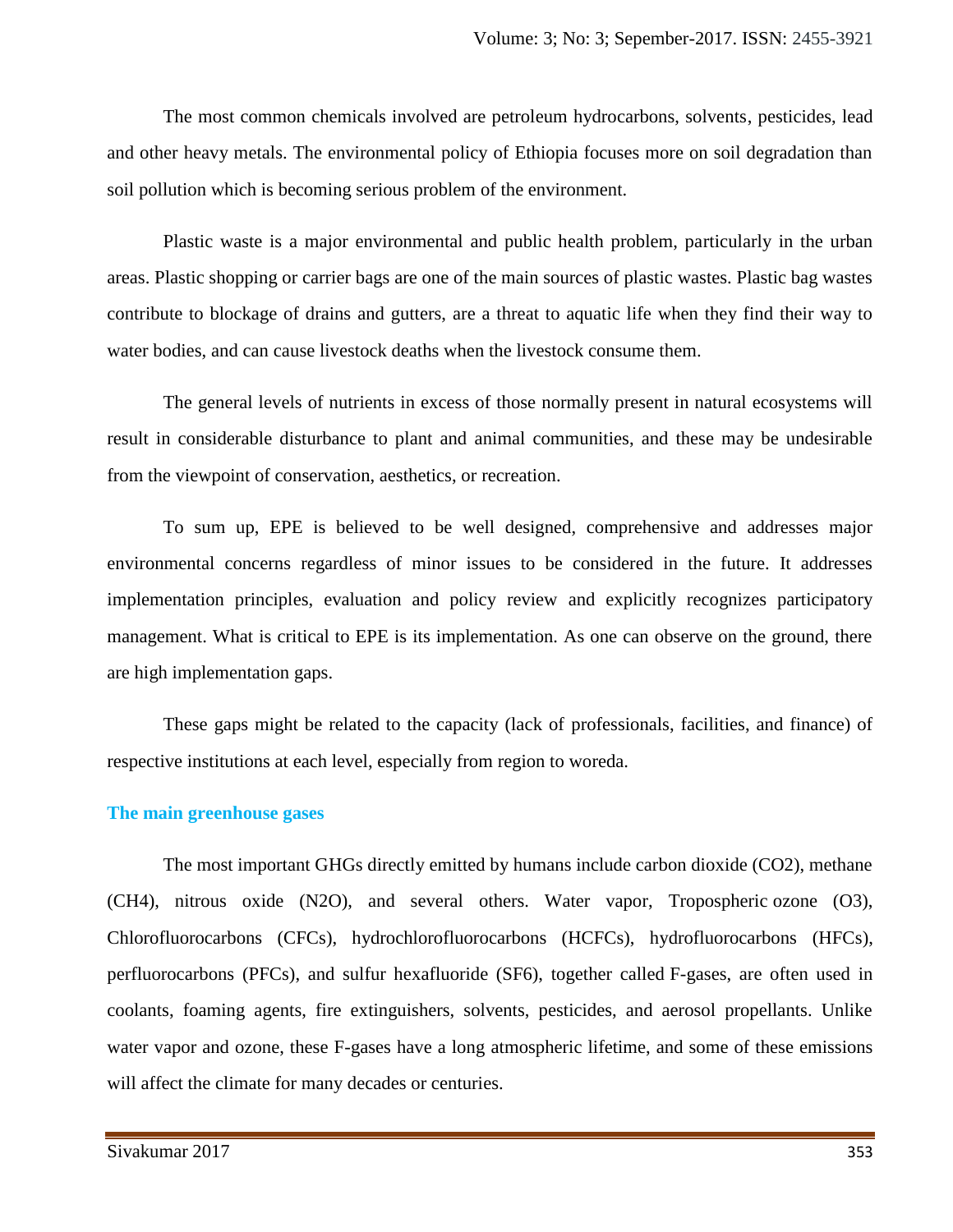The most common chemicals involved are petroleum hydrocarbons, solvents, pesticides, lead and other heavy metals. The environmental policy of Ethiopia focuses more on soil degradation than soil pollution which is becoming serious problem of the environment.

Plastic waste is a major environmental and public health problem, particularly in the urban areas. Plastic shopping or carrier bags are one of the main sources of plastic wastes. Plastic bag wastes contribute to blockage of drains and gutters, are a threat to aquatic life when they find their way to water bodies, and can cause livestock deaths when the livestock consume them.

The general levels of nutrients in excess of those normally present in natural ecosystems will result in considerable disturbance to plant and animal communities, and these may be undesirable from the viewpoint of conservation, aesthetics, or recreation.

To sum up, EPE is believed to be well designed, comprehensive and addresses major environmental concerns regardless of minor issues to be considered in the future. It addresses implementation principles, evaluation and policy review and explicitly recognizes participatory management. What is critical to EPE is its implementation. As one can observe on the ground, there are high implementation gaps.

These gaps might be related to the capacity (lack of professionals, facilities, and finance) of respective institutions at each level, especially from region to woreda.

## The main greenhouse gases

The most important GHGs directly emitted by humans include carbon dioxide ($CO_2$), methane ($CH_4$), nitrous oxide ($N_2O$), and several others. Water vapor, Tropospheric ozone ($O_3$), Chlorofluorocarbons (CFCs), hydrochlorofluorocarbons (HCFCs), hydrofluorocarbons (HFCs), perfluorocarbons (PFCs), and sulfur hexafluoride ($SF_6$), together called F-gases, are often used in coolants, foaming agents, fire extinguishers, solvents, pesticides, and aerosol propellants. Unlike water vapor and ozone, these F-gases have a long atmospheric lifetime, and some of these emissions will affect the climate for many decades or centuries.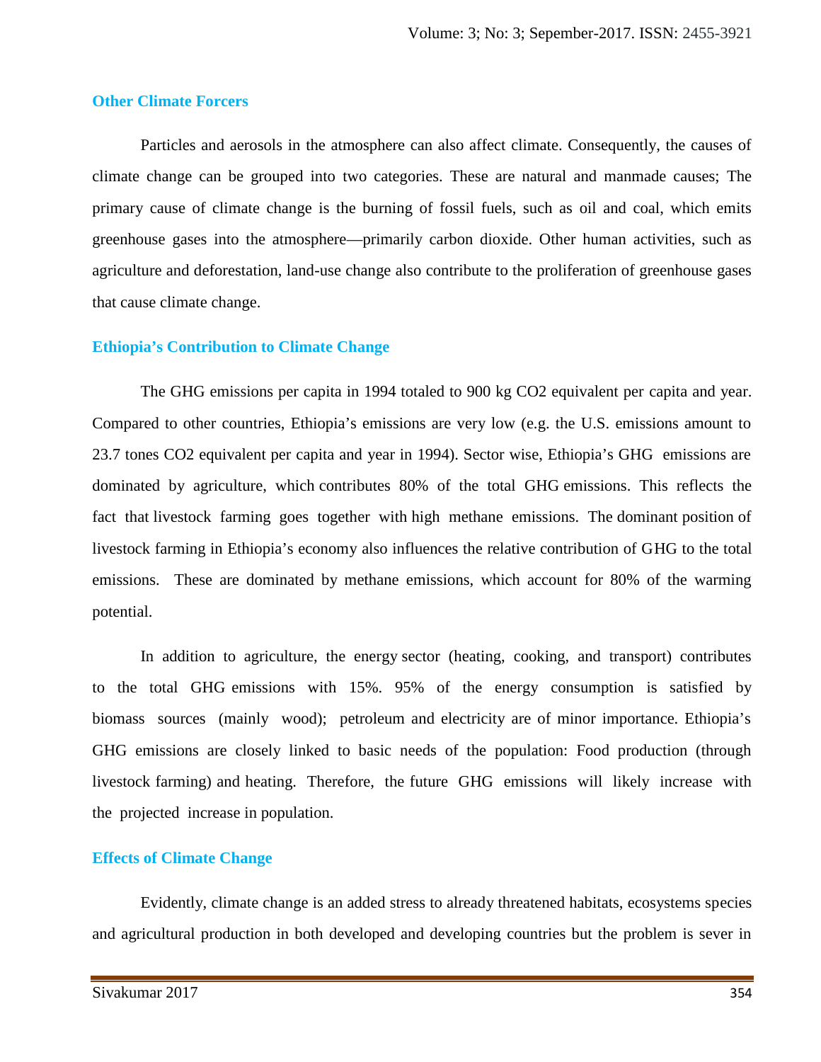### Other Climate Forcers

Particles and aerosols in the atmosphere can also affect climate. Consequently, the causes of climate change can be grouped into two categories. These are natural and manmade causes; The primary cause of climate change is the burning of fossil fuels, such as oil and coal, which emits greenhouse gases into the atmosphere—primarily carbon dioxide. Other human activities, such as agriculture and deforestation, land-use change also contribute to the proliferation of greenhouse gases that cause climate change.

### Ethiopia's Contribution to Climate Change

The GHG emissions per capita in 1994 totaled to 900 kg $CO_2$ equivalent per capita and year. Compared to other countries, Ethiopia's emissions are very low (e.g. the U.S. emissions amount to 23.7 tones $CO_2$ equivalent per capita and year in 1994). Sector wise, Ethiopia's GHG emissions are dominated by agriculture, which contributes 80% of the total GHG emissions. This reflects the fact that livestock farming goes together with high methane emissions. The dominant position of livestock farming in Ethiopia's economy also influences the relative contribution of GHG to the total emissions. These are dominated by methane emissions, which account for 80% of the warming potential.

In addition to agriculture, the energy sector (heating, cooking, and transport) contributes to the total GHG emissions with 15%. 95% of the energy consumption is satisfied by biomass sources (mainly wood); petroleum and electricity are of minor importance. Ethiopia's GHG emissions are closely linked to basic needs of the population: Food production (through livestock farming) and heating. Therefore, the future GHG emissions will likely increase with the projected increase in population.

### Effects of Climate Change

Evidently, climate change is an added stress to already threatened habitats, ecosystems species and agricultural production in both developed and developing countries but the problem is sever in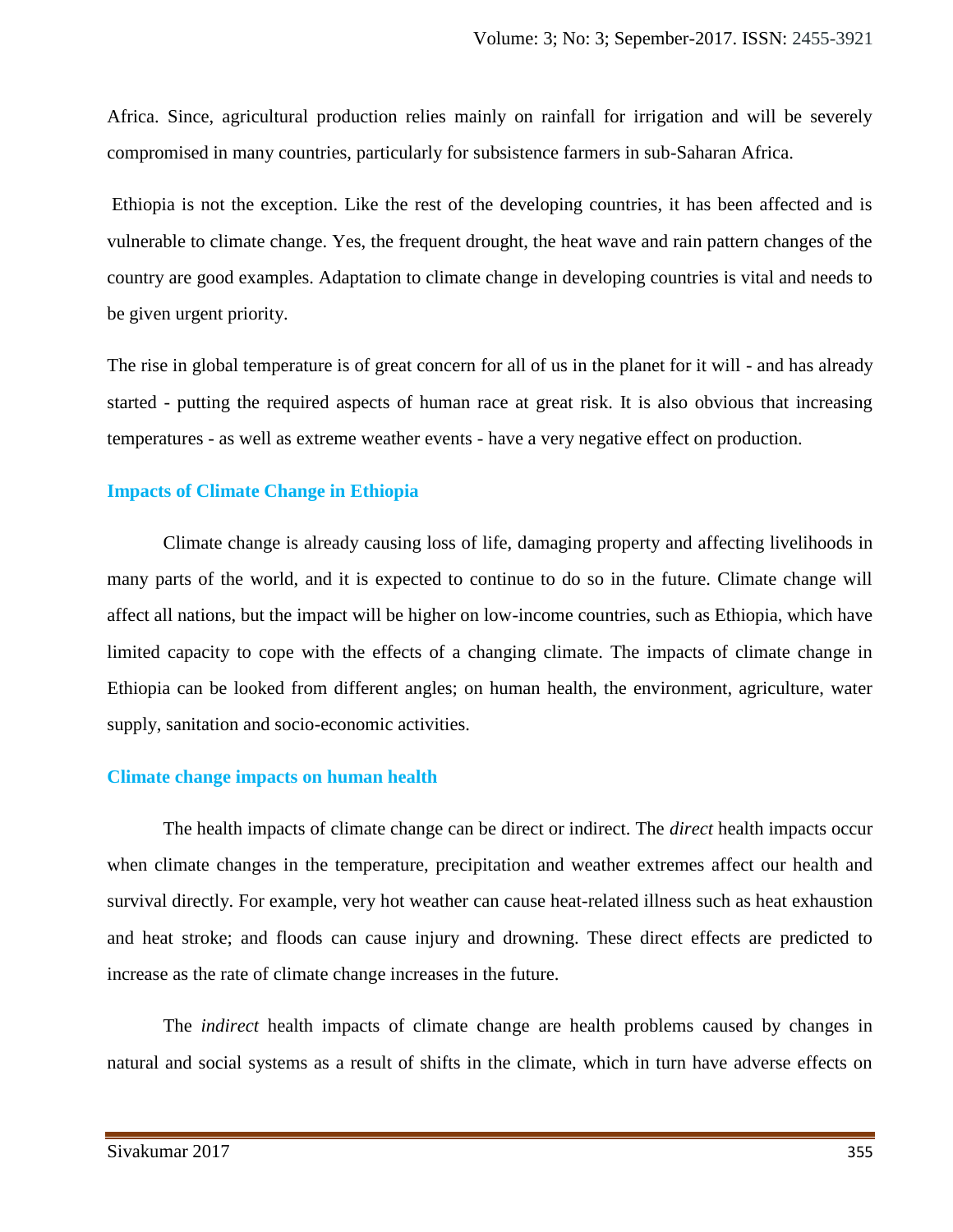Africa. Since, agricultural production relies mainly on rainfall for irrigation and will be severely compromised in many countries, particularly for subsistence farmers in sub-Saharan Africa.

Ethiopia is not the exception. Like the rest of the developing countries, it has been affected and is vulnerable to climate change. Yes, the frequent drought, the heat wave and rain pattern changes of the country are good examples. Adaptation to climate change in developing countries is vital and needs to be given urgent priority.

The rise in global temperature is of great concern for all of us in the planet for it will - and has already started - putting the required aspects of human race at great risk. It is also obvious that increasing temperatures - as well as extreme weather events - have a very negative effect on production.

## Impacts of Climate Change in Ethiopia

Climate change is already causing loss of life, damaging property and affecting livelihoods in many parts of the world, and it is expected to continue to do so in the future. Climate change will affect all nations, but the impact will be higher on low-income countries, such as Ethiopia, which have limited capacity to cope with the effects of a changing climate. The impacts of climate change in Ethiopia can be looked from different angles; on human health, the environment, agriculture, water supply, sanitation and socio-economic activities.

## Climate change impacts on human health

The health impacts of climate change can be direct or indirect. The *direct* health impacts occur when climate changes in the temperature, precipitation and weather extremes affect our health and survival directly. For example, very hot weather can cause heat-related illness such as heat exhaustion and heat stroke; and floods can cause injury and drowning. These direct effects are predicted to increase as the rate of climate change increases in the future.

The *indirect* health impacts of climate change are health problems caused by changes in natural and social systems as a result of shifts in the climate, which in turn have adverse effects on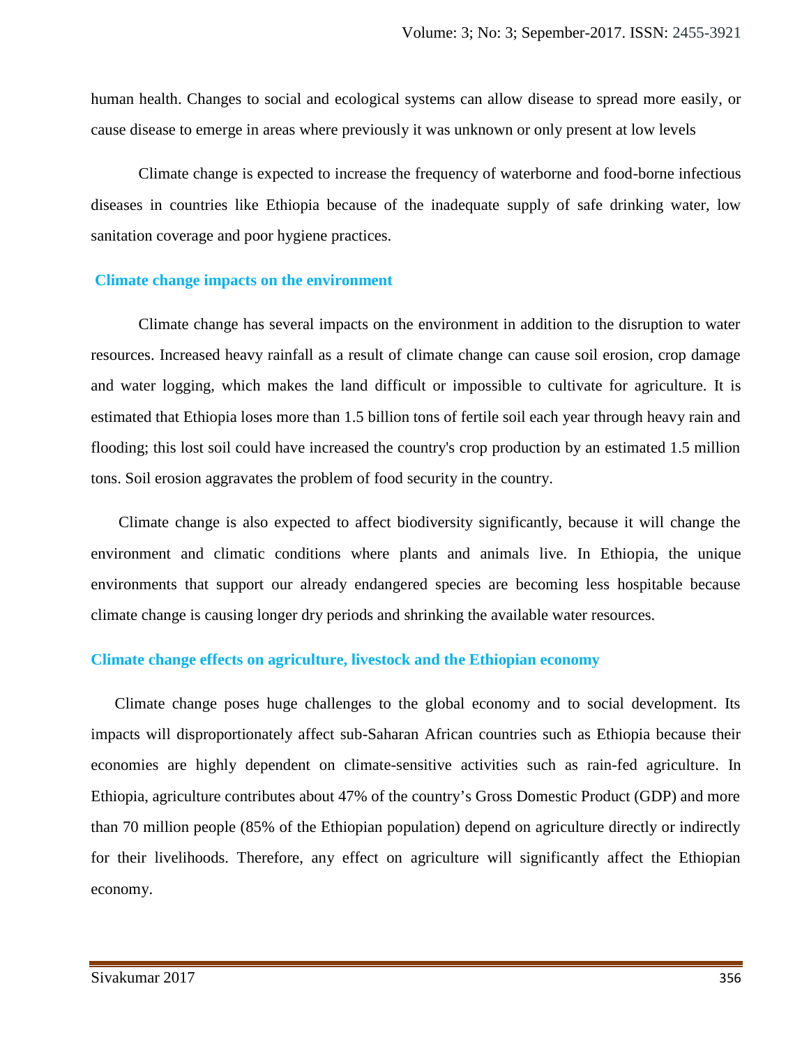human health. Changes to social and ecological systems can allow disease to spread more easily, or cause disease to emerge in areas where previously it was unknown or only present at low levels

Climate change is expected to increase the frequency of waterborne and food-borne infectious diseases in countries like Ethiopia because of the inadequate supply of safe drinking water, low sanitation coverage and poor hygiene practices.

## Climate change impacts on the environment

Climate change has several impacts on the environment in addition to the disruption to water resources. Increased heavy rainfall as a result of climate change can cause soil erosion, crop damage and water logging, which makes the land difficult or impossible to cultivate for agriculture. It is estimated that Ethiopia loses more than 1.5 billion tons of fertile soil each year through heavy rain and flooding; this lost soil could have increased the country's crop production by an estimated 1.5 million tons. Soil erosion aggravates the problem of food security in the country.

Climate change is also expected to affect biodiversity significantly, because it will change the environment and climatic conditions where plants and animals live. In Ethiopia, the unique environments that support our already endangered species are becoming less hospitable because climate change is causing longer dry periods and shrinking the available water resources.

## Climate change effects on agriculture, livestock and the Ethiopian economy

Climate change poses huge challenges to the global economy and to social development. Its impacts will disproportionately affect sub-Saharan African countries such as Ethiopia because their economies are highly dependent on climate-sensitive activities such as rain-fed agriculture. In Ethiopia, agriculture contributes about 47% of the country's Gross Domestic Product (GDP) and more than 70 million people (85% of the Ethiopian population) depend on agriculture directly or indirectly for their livelihoods. Therefore, any effect on agriculture will significantly affect the Ethiopian economy.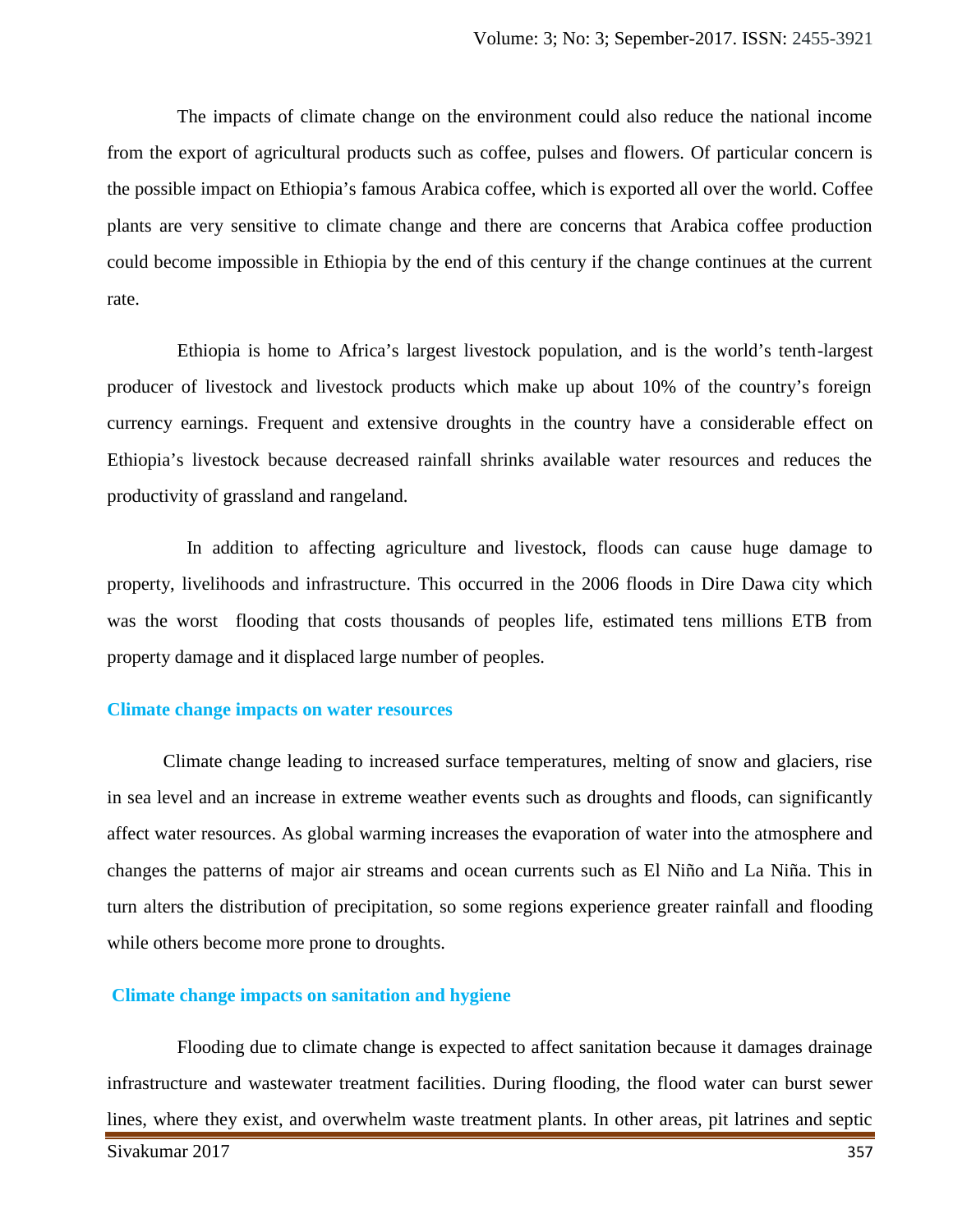The impacts of climate change on the environment could also reduce the national income from the export of agricultural products such as coffee, pulses and flowers. Of particular concern is the possible impact on Ethiopia's famous Arabica coffee, which is exported all over the world. Coffee plants are very sensitive to climate change and there are concerns that Arabica coffee production could become impossible in Ethiopia by the end of this century if the change continues at the current rate.

Ethiopia is home to Africa's largest livestock population, and is the world's tenth-largest producer of livestock and livestock products which make up about 10% of the country's foreign currency earnings. Frequent and extensive droughts in the country have a considerable effect on Ethiopia's livestock because decreased rainfall shrinks available water resources and reduces the productivity of grassland and rangeland.

In addition to affecting agriculture and livestock, floods can cause huge damage to property, livelihoods and infrastructure. This occurred in the 2006 floods in Dire Dawa city which was the worst flooding that costs thousands of peoples life, estimated tens millions ETB from property damage and it displaced large number of peoples.

## Climate change impacts on water resources

Climate change leading to increased surface temperatures, melting of snow and glaciers, rise in sea level and an increase in extreme weather events such as droughts and floods, can significantly affect water resources. As global warming increases the evaporation of water into the atmosphere and changes the patterns of major air streams and ocean currents such as El Niño and La Niña. This in turn alters the distribution of precipitation, so some regions experience greater rainfall and flooding while others become more prone to droughts.

## Climate change impacts on sanitation and hygiene

Flooding due to climate change is expected to affect sanitation because it damages drainage infrastructure and wastewater treatment facilities. During flooding, the flood water can burst sewer lines, where they exist, and overwhelm waste treatment plants. In other areas, pit latrines and septic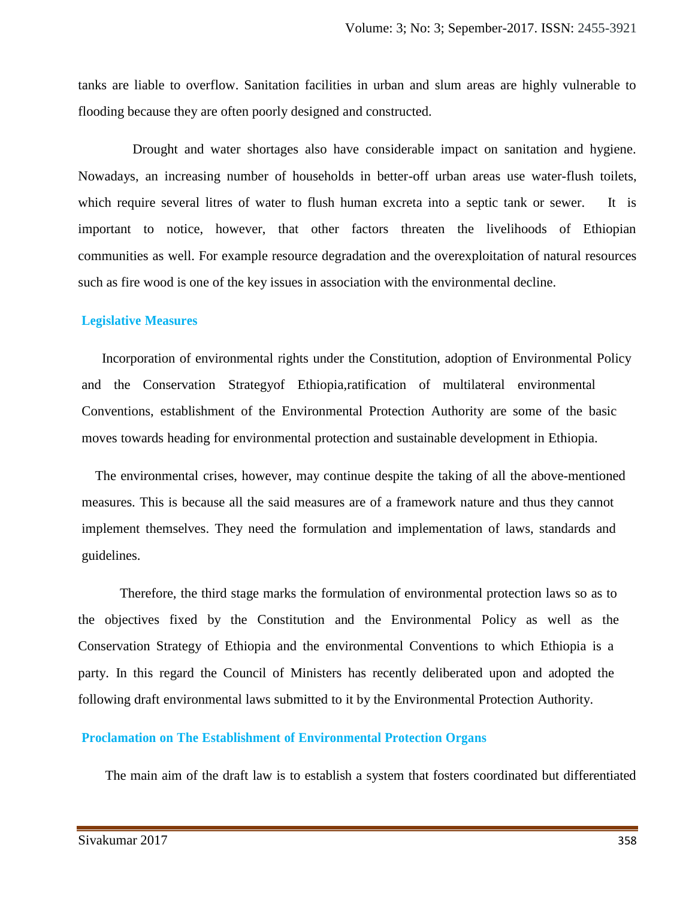tanks are liable to overflow. Sanitation facilities in urban and slum areas are highly vulnerable to flooding because they are often poorly designed and constructed.

Drought and water shortages also have considerable impact on sanitation and hygiene. Nowadays, an increasing number of households in better-off urban areas use water-flush toilets, which require several litres of water to flush human excreta into a septic tank or sewer. It is important to notice, however, that other factors threaten the livelihoods of Ethiopian communities as well. For example resource degradation and the overexploitation of natural resources such as fire wood is one of the key issues in association with the environmental decline.

## Legislative Measures

Incorporation of environmental rights under the Constitution, adoption of Environmental Policy and the Conservation Strategyof Ethiopia,ratification of multilateral environmental Conventions, establishment of the Environmental Protection Authority are some of the basic moves towards heading for environmental protection and sustainable development in Ethiopia.

The environmental crises, however, may continue despite the taking of all the above-mentioned measures. This is because all the said measures are of a framework nature and thus they cannot implement themselves. They need the formulation and implementation of laws, standards and guidelines.

Therefore, the third stage marks the formulation of environmental protection laws so as to the objectives fixed by the Constitution and the Environmental Policy as well as the Conservation Strategy of Ethiopia and the environmental Conventions to which Ethiopia is a party. In this regard the Council of Ministers has recently deliberated upon and adopted the following draft environmental laws submitted to it by the Environmental Protection Authority.

## Proclamation on The Establishment of Environmental Protection Organs

The main aim of the draft law is to establish a system that fosters coordinated but differentiated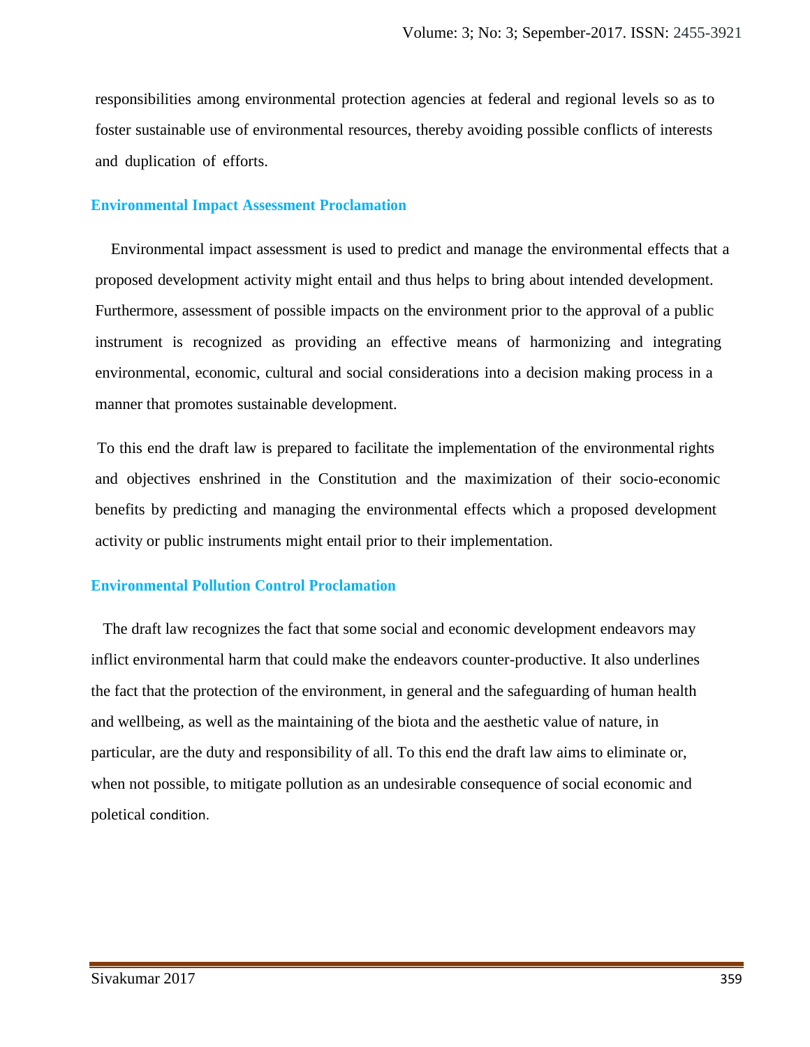responsibilities among environmental protection agencies at federal and regional levels so as to foster sustainable use of environmental resources, thereby avoiding possible conflicts of interests and duplication of efforts.

### Environmental Impact Assessment Proclamation

Environmental impact assessment is used to predict and manage the environmental effects that a proposed development activity might entail and thus helps to bring about intended development. Furthermore, assessment of possible impacts on the environment prior to the approval of a public instrument is recognized as providing an effective means of harmonizing and integrating environmental, economic, cultural and social considerations into a decision making process in a manner that promotes sustainable development.

To this end the draft law is prepared to facilitate the implementation of the environmental rights and objectives enshrined in the Constitution and the maximization of their socio-economic benefits by predicting and managing the environmental effects which a proposed development activity or public instruments might entail prior to their implementation.

### Environmental Pollution Control Proclamation

The draft law recognizes the fact that some social and economic development endeavors may inflict environmental harm that could make the endeavors counter-productive. It also underlines the fact that the protection of the environment, in general and the safeguarding of human health and wellbeing, as well as the maintaining of the biota and the aesthetic value of nature, in particular, are the duty and responsibility of all. To this end the draft law aims to eliminate or, when not possible, to mitigate pollution as an undesirable consequence of social economic and poletical condition.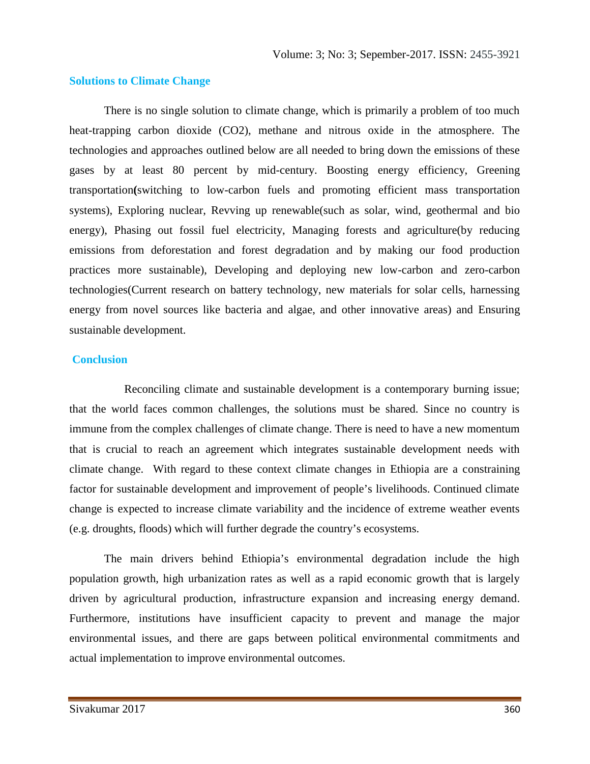## Solutions to Climate Change

There is no single solution to climate change, which is primarily a problem of too much heat-trapping carbon dioxide ($CO_2$), methane and nitrous oxide in the atmosphere. The technologies and approaches outlined below are all needed to bring down the emissions of these gases by at least 80 percent by mid-century. Boosting energy efficiency, Greening transportation**(**switching to low-carbon fuels and promoting efficient mass transportation systems), Exploring nuclear, Revving up renewable(such as solar, wind, geothermal and bio energy), Phasing out fossil fuel electricity, Managing forests and agriculture(by reducing emissions from deforestation and forest degradation and by making our food production practices more sustainable), Developing and deploying new low-carbon and zero-carbon technologies(Current research on battery technology, new materials for solar cells, harnessing energy from novel sources like bacteria and algae, and other innovative areas) and Ensuring sustainable development.

## Conclusion

Reconciling climate and sustainable development is a contemporary burning issue; that the world faces common challenges, the solutions must be shared. Since no country is immune from the complex challenges of climate change. There is need to have a new momentum that is crucial to reach an agreement which integrates sustainable development needs with climate change. With regard to these context climate changes in Ethiopia are a constraining factor for sustainable development and improvement of people's livelihoods. Continued climate change is expected to increase climate variability and the incidence of extreme weather events (e.g. droughts, floods) which will further degrade the country's ecosystems.

The main drivers behind Ethiopia's environmental degradation include the high population growth, high urbanization rates as well as a rapid economic growth that is largely driven by agricultural production, infrastructure expansion and increasing energy demand. Furthermore, institutions have insufficient capacity to prevent and manage the major environmental issues, and there are gaps between political environmental commitments and actual implementation to improve environmental outcomes.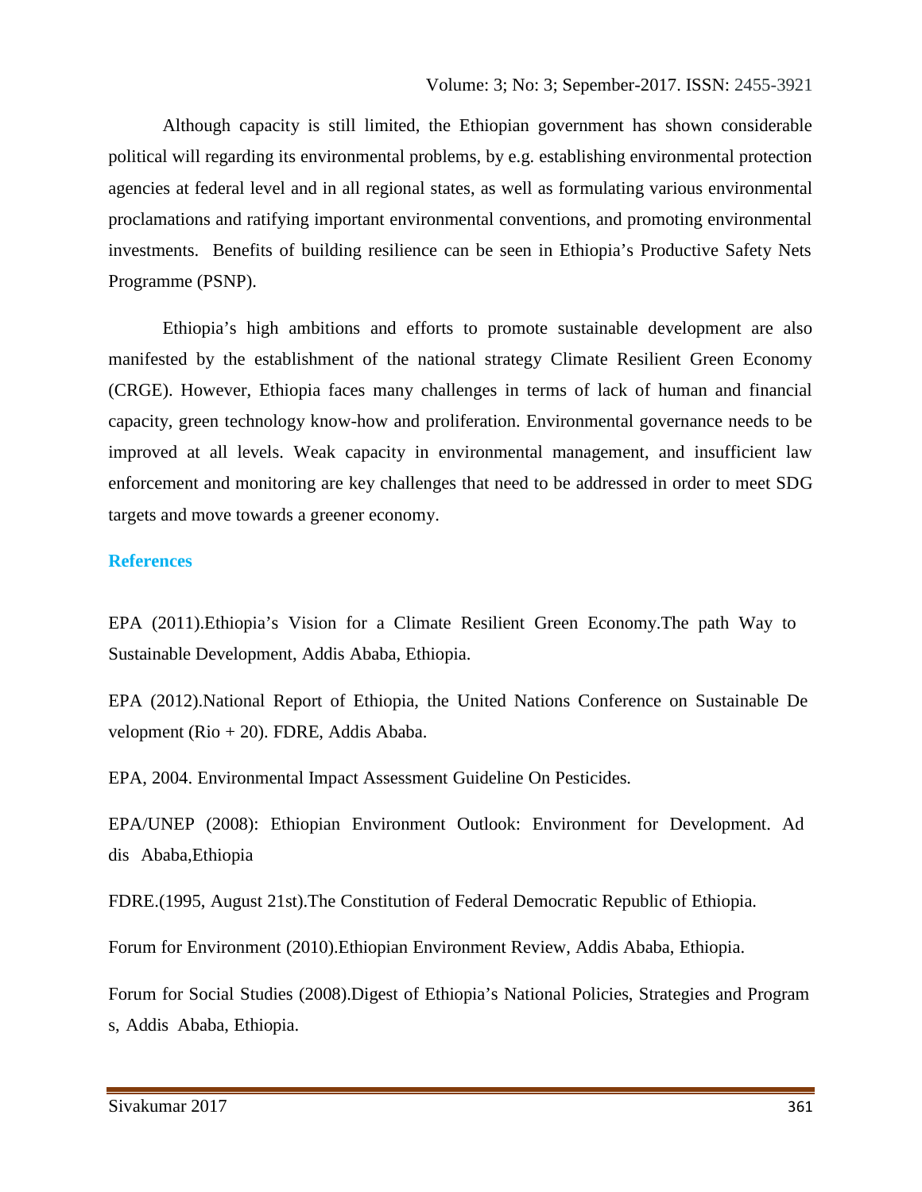Although capacity is still limited, the Ethiopian government has shown considerable political will regarding its environmental problems, by e.g. establishing environmental protection agencies at federal level and in all regional states, as well as formulating various environmental proclamations and ratifying important environmental conventions, and promoting environmental investments. Benefits of building resilience can be seen in Ethiopia's Productive Safety Nets Programme (PSNP).

Ethiopia's high ambitions and efforts to promote sustainable development are also manifested by the establishment of the national strategy Climate Resilient Green Economy (CRGE). However, Ethiopia faces many challenges in terms of lack of human and financial capacity, green technology know-how and proliferation. Environmental governance needs to be improved at all levels. Weak capacity in environmental management, and insufficient law enforcement and monitoring are key challenges that need to be addressed in order to meet SDG targets and move towards a greener economy.

## References

EPA (2011).Ethiopia's Vision for a Climate Resilient Green Economy.The path Way to Sustainable Development, Addis Ababa, Ethiopia.

EPA (2012).National Report of Ethiopia, the United Nations Conference on Sustainable De velopment (Rio + 20). FDRE, Addis Ababa.

EPA, 2004. Environmental Impact Assessment Guideline On Pesticides.

EPA/UNEP (2008): Ethiopian Environment Outlook: Environment for Development. Ad dis Ababa,Ethiopia

FDRE.(1995, August 21st).The Constitution of Federal Democratic Republic of Ethiopia.

Forum for Environment (2010).Ethiopian Environment Review, Addis Ababa, Ethiopia.

Forum for Social Studies (2008).Digest of Ethiopia's National Policies, Strategies and Program s, Addis Ababa, Ethiopia.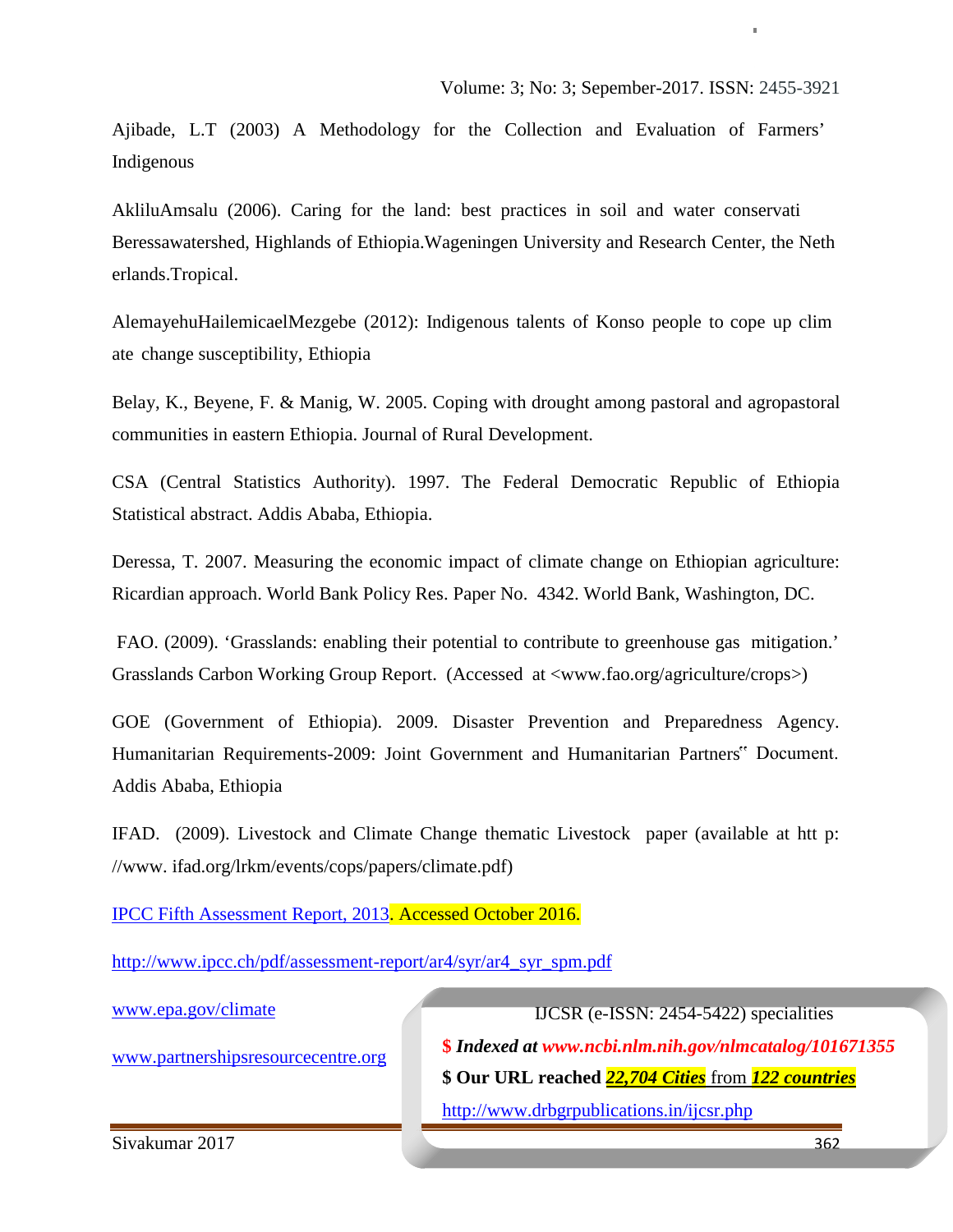Ajibade, L.T (2003) A Methodology for the Collection and Evaluation of Farmers' Indigenous

AkliluAmsalu (2006). Caring for the land: best practices in soil and water conservati Beressawatershed, Highlands of Ethiopia.Wageningen University and Research Center, the Neth erlands.Tropical.

AlemayehuHailemicaelMezgebe (2012): Indigenous talents of Konso people to cope up clim ate change susceptibility, Ethiopia

Belay, K., Beyene, F. & Manig, W. 2005. Coping with drought among pastoral and agropastoral communities in eastern Ethiopia. Journal of Rural Development.

CSA (Central Statistics Authority). 1997. The Federal Democratic Republic of Ethiopia Statistical abstract. Addis Ababa, Ethiopia.

Deressa, T. 2007. Measuring the economic impact of climate change on Ethiopian agriculture: Ricardian approach. World Bank Policy Res. Paper No. 4342. World Bank, Washington, DC.

FAO. (2009). 'Grasslands: enabling their potential to contribute to greenhouse gas mitigation.' Grasslands Carbon Working Group Report. (Accessed at <www.fao.org/agriculture/crops>)

GOE (Government of Ethiopia). 2009. Disaster Prevention and Preparedness Agency. Humanitarian Requirements-2009: Joint Government and Humanitarian Partners" Document. Addis Ababa, Ethiopia

IFAD. (2009). Livestock and Climate Change thematic Livestock paper (available at htt p: //www. ifad.org/lrkm/events/cops/papers/climate.pdf)

IPCC Fifth Assessment Report, 2013. Accessed October 2016.

http://www.ipcc.ch/pdf/assessment-report/ar4/syr/ar4_syr_spm.pdf

www.epa.gov/climate

www.partnershipsresourcecentre.org

IJCSR (e-ISSN: 2454-5422) specialities

$ ***Indexed at www.ncbi.nlm.nih.gov/nlmcatalog/101671355***

$ **Our URL reached *22,704 Cities* from *122 countries***

http://www.drbgrpublications.in/ijcsr.php